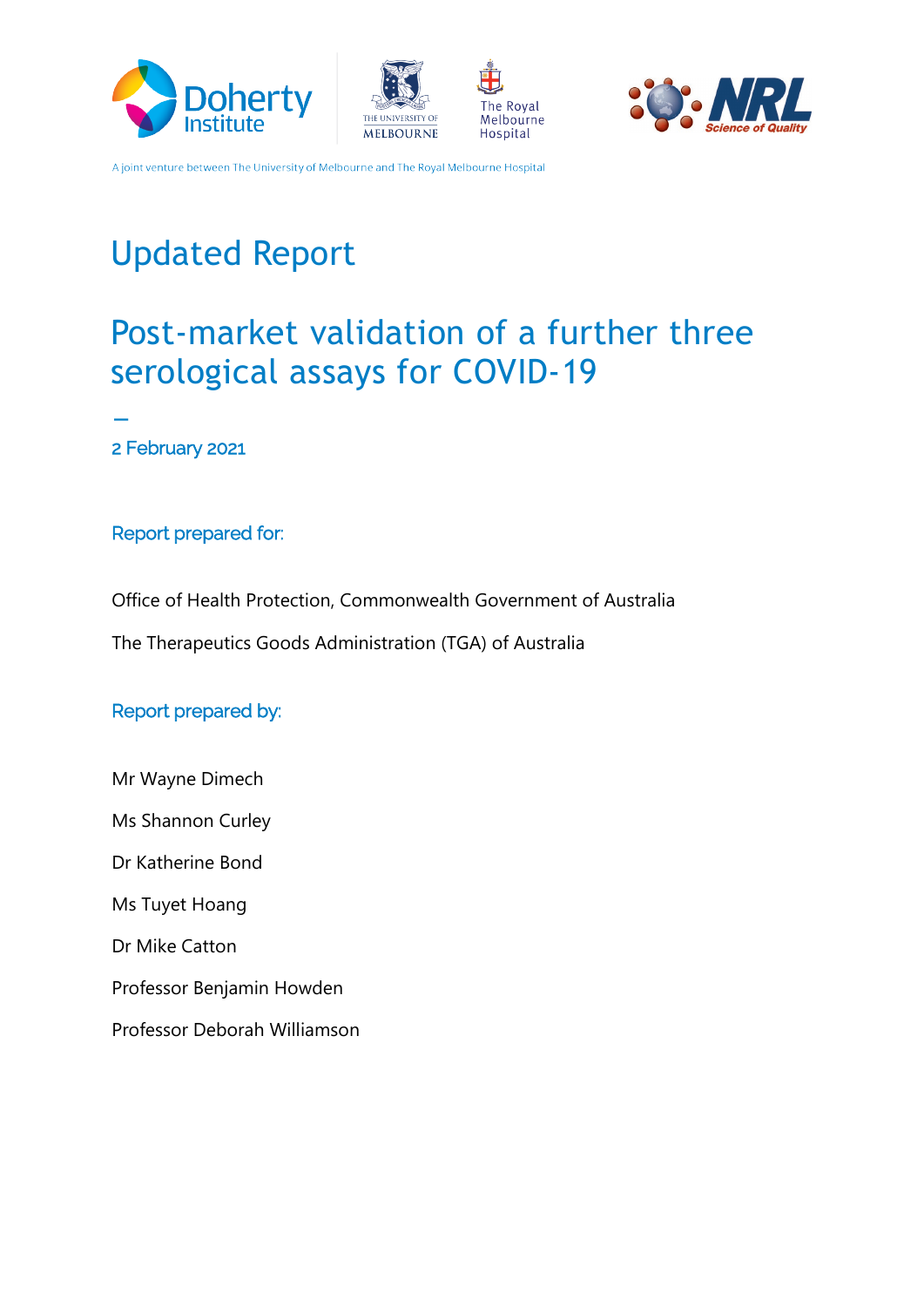A joint venture between The University of Melbourne and The Royal Melbourne Hospital

# Updated Report

## Post-market validation of a further three serological assays for COVID-19

–

2 February 2021

### Report prepared for:

Office of Health Protection, Commonwealth Government of Australia

The Therapeutics Goods Administration (TGA) of Australia

### Report prepared by:

Mr Wayne Dimech

Ms Shannon Curley

Dr Katherine Bond

Ms Tuyet Hoang

Dr Mike Catton

Professor Benjamin Howden

Professor Deborah Williamson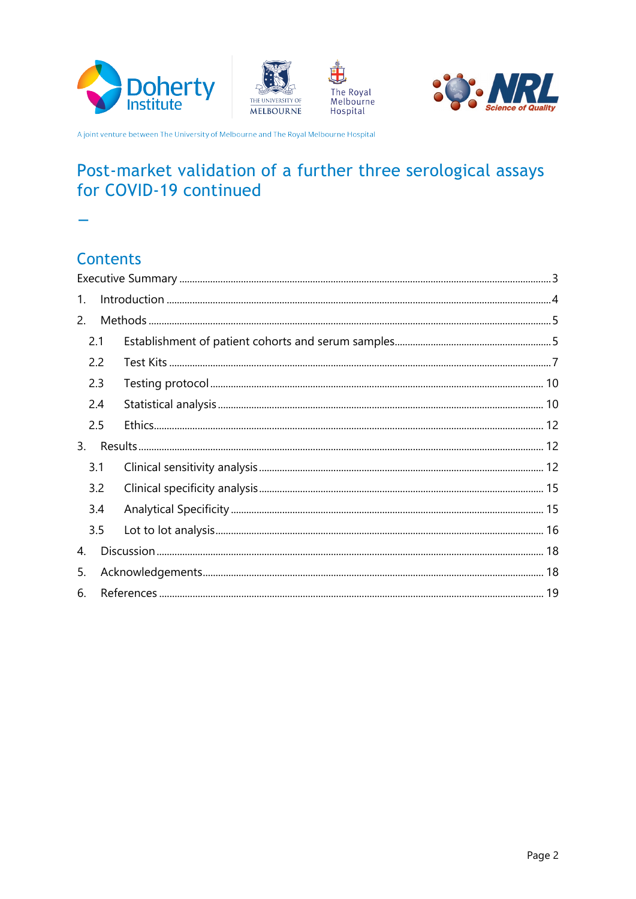A joint venture between The University of Melbourne and The Royal Melbourne Hospital

# Post-market validation of a further three serological assays for COVID-19 continued

–

## Contents

Executive Summary ....... 3

1. Introduction ....... 4
2. Methods ....... 5
   - 2.1 Establishment of patient cohorts and serum samples ....... 5
   - 2.2 Test Kits ....... 7
   - 2.3 Testing protocol ....... 10
   - 2.4 Statistical analysis ....... 10
   - 2.5 Ethics ....... 12
3. Results ....... 12
   - 3.1 Clinical sensitivity analysis ....... 12
   - 3.2 Clinical specificity analysis ....... 15
   - 3.4 Analytical Specificity ....... 15
   - 3.5 Lot to lot analysis ....... 16
4. Discussion ....... 18
5. Acknowledgements ....... 18
6. References ....... 19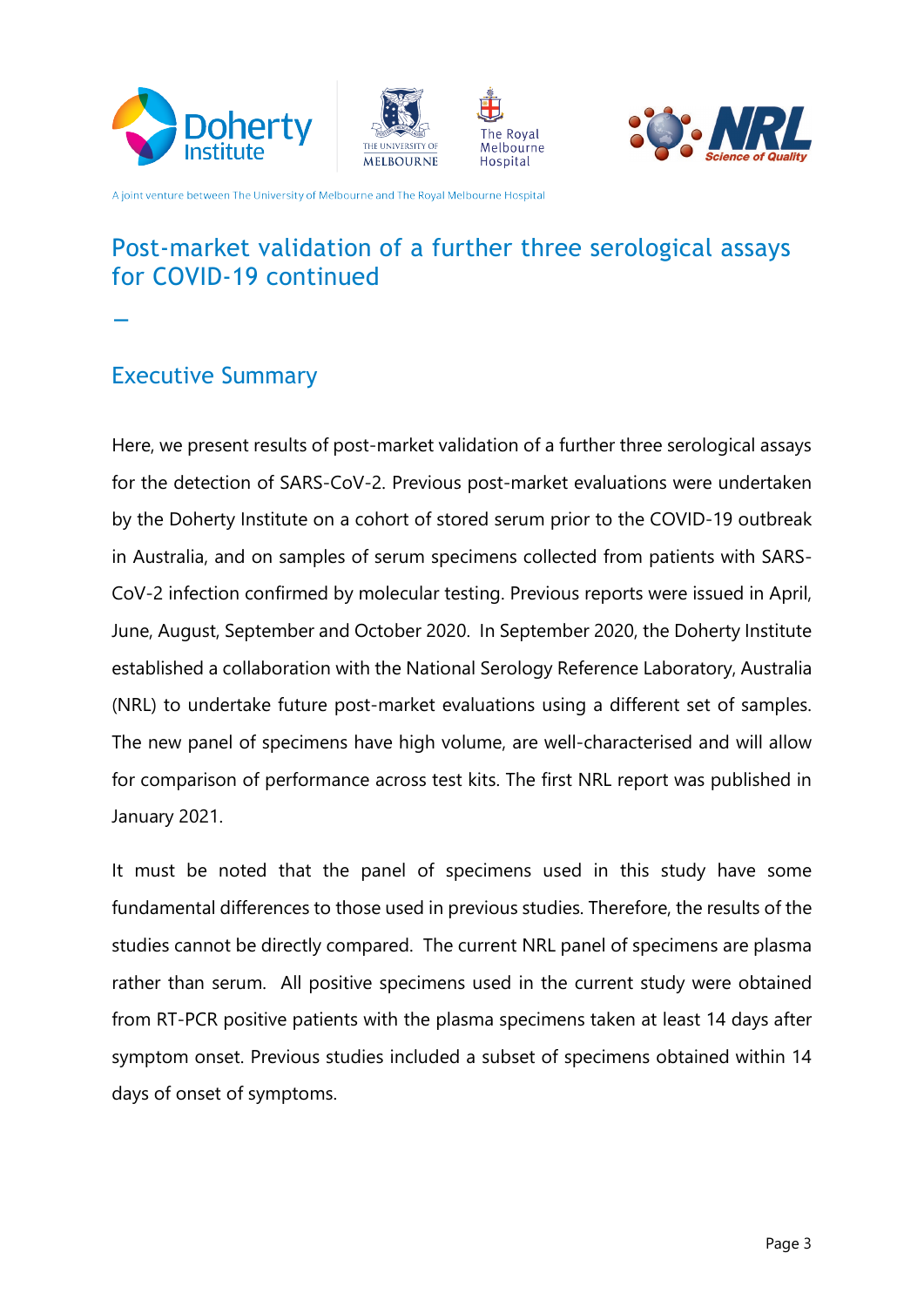A joint venture between The University of Melbourne and The Royal Melbourne Hospital

# Post-market validation of a further three serological assays for COVID-19 continued

## Executive Summary

Here, we present results of post-market validation of a further three serological assays for the detection of SARS-CoV-2. Previous post-market evaluations were undertaken by the Doherty Institute on a cohort of stored serum prior to the COVID-19 outbreak in Australia, and on samples of serum specimens collected from patients with SARS-CoV-2 infection confirmed by molecular testing. Previous reports were issued in April, June, August, September and October 2020. In September 2020, the Doherty Institute established a collaboration with the National Serology Reference Laboratory, Australia (NRL) to undertake future post-market evaluations using a different set of samples. The new panel of specimens have high volume, are well-characterised and will allow for comparison of performance across test kits. The first NRL report was published in January 2021.

It must be noted that the panel of specimens used in this study have some fundamental differences to those used in previous studies. Therefore, the results of the studies cannot be directly compared. The current NRL panel of specimens are plasma rather than serum. All positive specimens used in the current study were obtained from RT-PCR positive patients with the plasma specimens taken at least 14 days after symptom onset. Previous studies included a subset of specimens obtained within 14 days of onset of symptoms.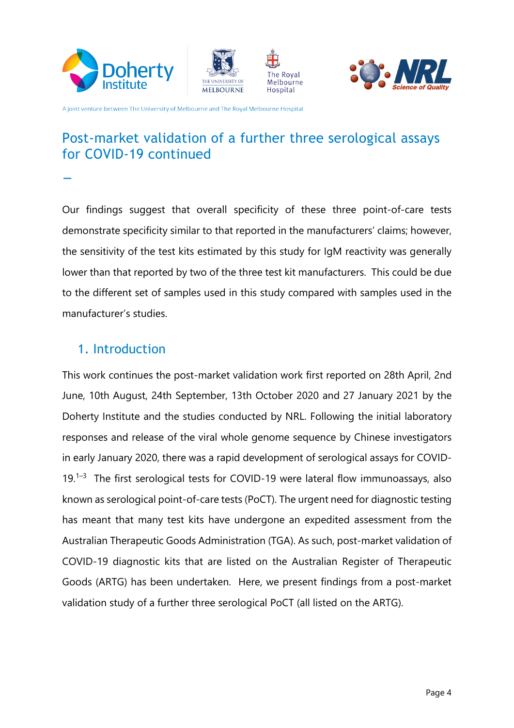# Post-market validation of a further three serological assays for COVID-19 continued

Our findings suggest that overall specificity of these three point-of-care tests demonstrate specificity similar to that reported in the manufacturers' claims; however, the sensitivity of the test kits estimated by this study for IgM reactivity was generally lower than that reported by two of the three test kit manufacturers. This could be due to the different set of samples used in this study compared with samples used in the manufacturer's studies.

## 1. Introduction

This work continues the post-market validation work first reported on 28th April, 2nd June, 10th August, 24th September, 13th October 2020 and 27 January 2021 by the Doherty Institute and the studies conducted by NRL. Following the initial laboratory responses and release of the viral whole genome sequence by Chinese investigators in early January 2020, there was a rapid development of serological assays for COVID-19.[1–3] The first serological tests for COVID-19 were lateral flow immunoassays, also known as serological point-of-care tests (PoCT). The urgent need for diagnostic testing has meant that many test kits have undergone an expedited assessment from the Australian Therapeutic Goods Administration (TGA). As such, post-market validation of COVID-19 diagnostic kits that are listed on the Australian Register of Therapeutic Goods (ARTG) has been undertaken. Here, we present findings from a post-market validation study of a further three serological PoCT (all listed on the ARTG).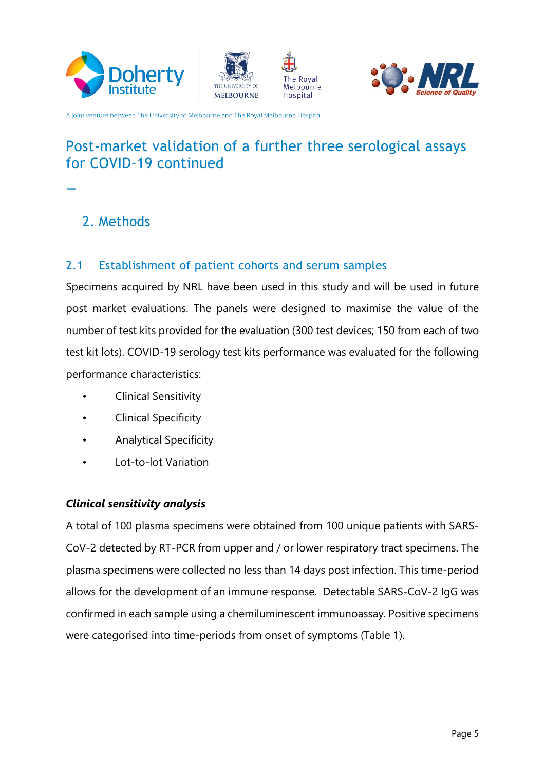# Post-market validation of a further three serological assays for COVID-19 continued

## 2. Methods

### 2.1 Establishment of patient cohorts and serum samples

Specimens acquired by NRL have been used in this study and will be used in future post market evaluations. The panels were designed to maximise the value of the number of test kits provided for the evaluation (300 test devices; 150 from each of two test kit lots). COVID-19 serology test kits performance was evaluated for the following performance characteristics:

- Clinical Sensitivity
- Clinical Specificity
- Analytical Specificity
- Lot-to-lot Variation

***Clinical sensitivity analysis***

A total of 100 plasma specimens were obtained from 100 unique patients with SARS-CoV-2 detected by RT-PCR from upper and / or lower respiratory tract specimens. The plasma specimens were collected no less than 14 days post infection. This time-period allows for the development of an immune response. Detectable SARS-CoV-2 IgG was confirmed in each sample using a chemiluminescent immunoassay. Positive specimens were categorised into time-periods from onset of symptoms (Table 1).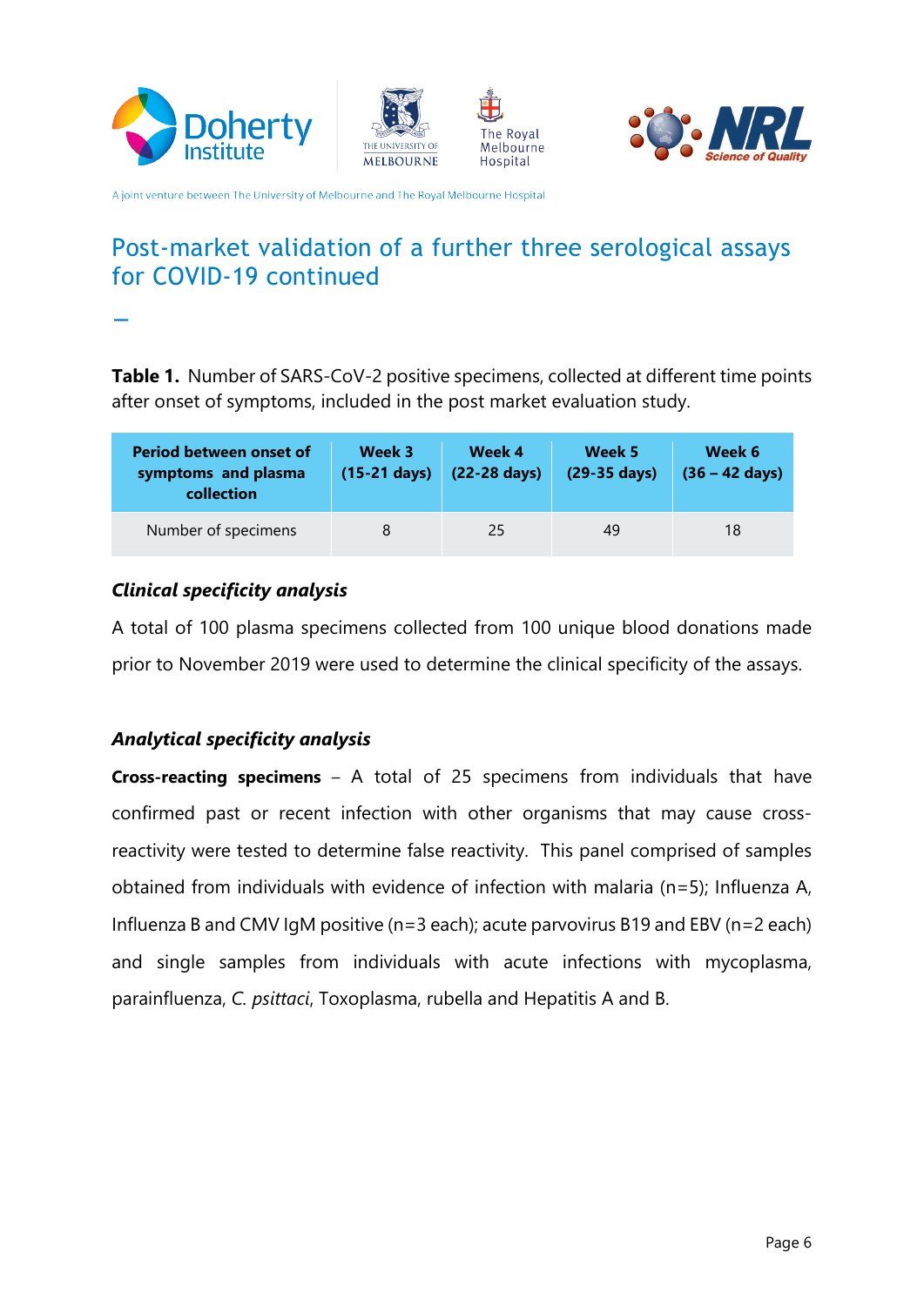# Post-market validation of a further three serological assays for COVID-19 continued

**Table 1.** Number of SARS-CoV-2 positive specimens, collected at different time points after onset of symptoms, included in the post market evaluation study.

| Period between onset of symptoms and plasma collection | Week 3 (15-21 days) | Week 4 (22-28 days) | Week 5 (29-35 days) | Week 6 (36 – 42 days) |
|---|---|---|---|---|
| Number of specimens | 8 | 25 | 49 | 18 |

### *Clinical specificity analysis*

A total of 100 plasma specimens collected from 100 unique blood donations made prior to November 2019 were used to determine the clinical specificity of the assays.

### *Analytical specificity analysis*

**Cross-reacting specimens** – A total of 25 specimens from individuals that have confirmed past or recent infection with other organisms that may cause cross-reactivity were tested to determine false reactivity. This panel comprised of samples obtained from individuals with evidence of infection with malaria (n=5); Influenza A, Influenza B and CMV IgM positive (n=3 each); acute parvovirus B19 and EBV (n=2 each) and single samples from individuals with acute infections with mycoplasma, parainfluenza, *C. psittaci*, Toxoplasma, rubella and Hepatitis A and B.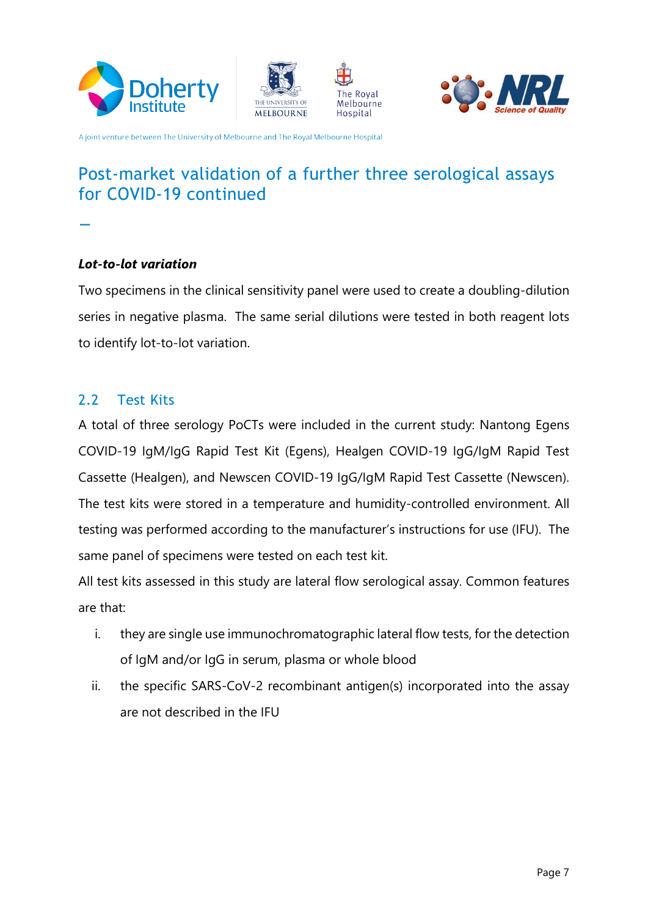# Post-market validation of a further three serological assays for COVID-19 continued

***Lot-to-lot variation***

Two specimens in the clinical sensitivity panel were used to create a doubling-dilution series in negative plasma. The same serial dilutions were tested in both reagent lots to identify lot-to-lot variation.

## 2.2 Test Kits

A total of three serology PoCTs were included in the current study: Nantong Egens COVID-19 IgM/IgG Rapid Test Kit (Egens), Healgen COVID-19 IgG/IgM Rapid Test Cassette (Healgen), and Newscen COVID-19 IgG/IgM Rapid Test Cassette (Newscen). The test kits were stored in a temperature and humidity-controlled environment. All testing was performed according to the manufacturer's instructions for use (IFU). The same panel of specimens were tested on each test kit.

All test kits assessed in this study are lateral flow serological assay. Common features are that:

i. they are single use immunochromatographic lateral flow tests, for the detection of IgM and/or IgG in serum, plasma or whole blood

ii. the specific SARS-CoV-2 recombinant antigen(s) incorporated into the assay are not described in the IFU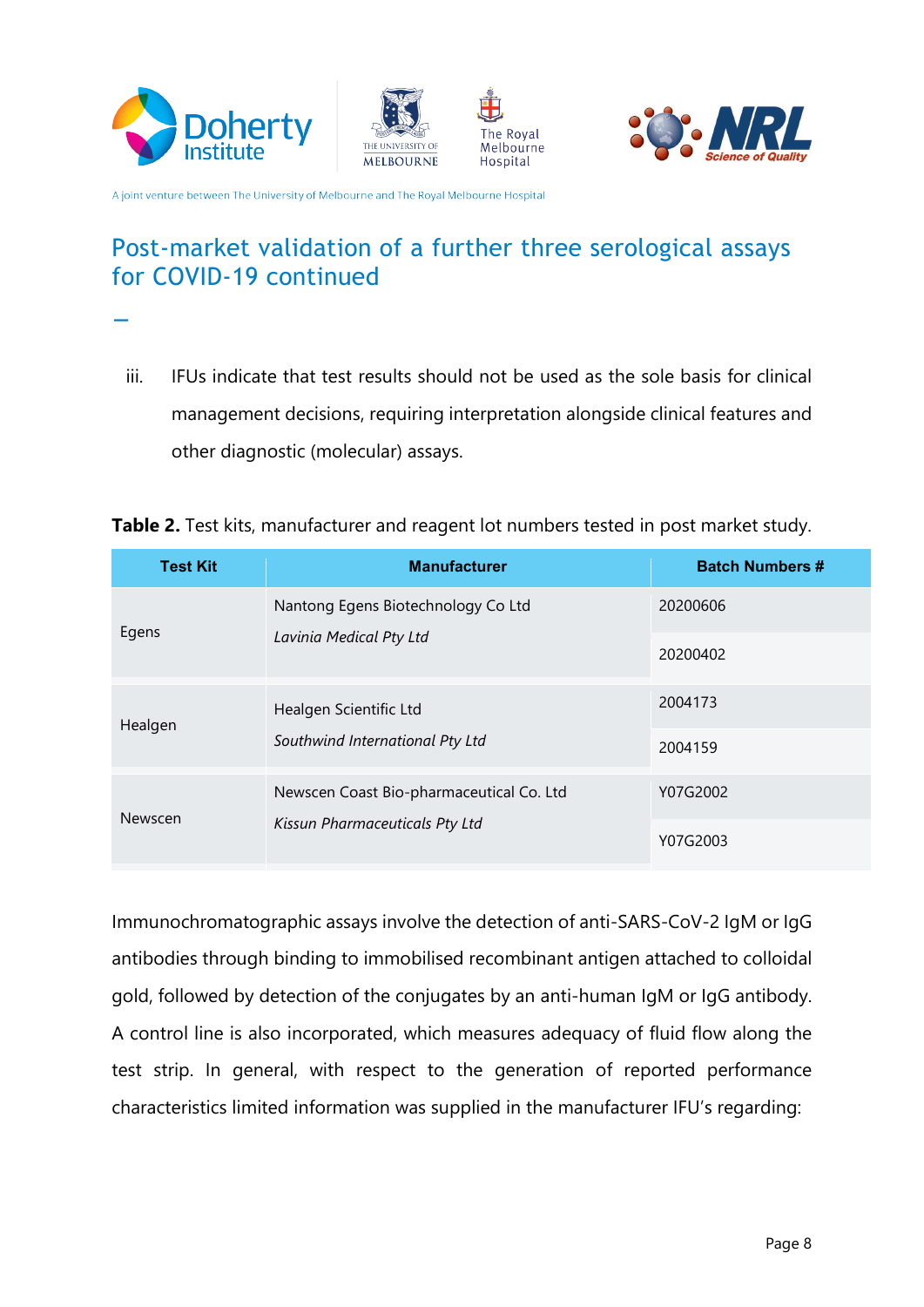# Post-market validation of a further three serological assays for COVID-19 continued

iii. IFUs indicate that test results should not be used as the sole basis for clinical management decisions, requiring interpretation alongside clinical features and other diagnostic (molecular) assays.

**Table 2.** Test kits, manufacturer and reagent lot numbers tested in post market study.

| Test Kit | Manufacturer | Batch Numbers # |
|---|---|---|
| Egens | Nantong Egens Biotechnology Co Ltd<br>*Lavinia Medical Pty Ltd* | 20200606 |
| | | 20200402 |
| Healgen | Healgen Scientific Ltd<br>*Southwind International Pty Ltd* | 2004173 |
| | | 2004159 |
| Newscen | Newscen Coast Bio-pharmaceutical Co. Ltd<br>*Kissun Pharmaceuticals Pty Ltd* | Y07G2002 |
| | | Y07G2003 |

Immunochromatographic assays involve the detection of anti-SARS-CoV-2 IgM or IgG antibodies through binding to immobilised recombinant antigen attached to colloidal gold, followed by detection of the conjugates by an anti-human IgM or IgG antibody. A control line is also incorporated, which measures adequacy of fluid flow along the test strip. In general, with respect to the generation of reported performance characteristics limited information was supplied in the manufacturer IFU's regarding: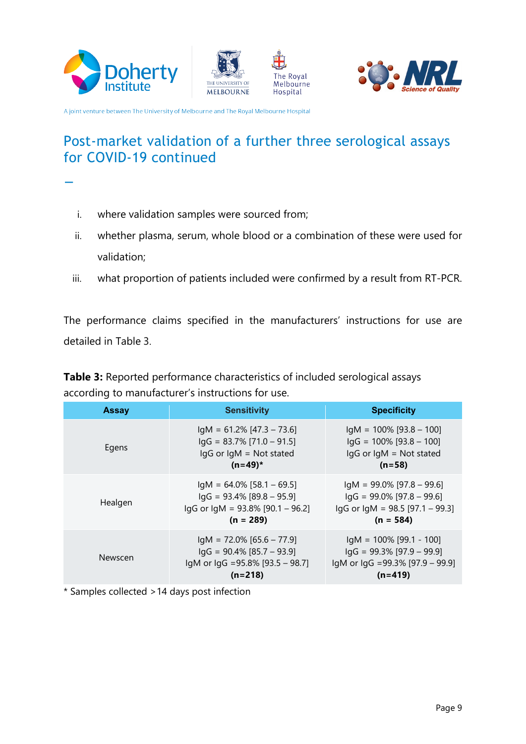# Post-market validation of a further three serological assays for COVID-19 continued

i. where validation samples were sourced from;

ii. whether plasma, serum, whole blood or a combination of these were used for validation;

iii. what proportion of patients included were confirmed by a result from RT-PCR.

The performance claims specified in the manufacturers' instructions for use are detailed in Table 3.

**Table 3:** Reported performance characteristics of included serological assays according to manufacturer's instructions for use.

| Assay | Sensitivity | Specificity |
|---|---|---|
| Egens | IgM = 61.2% [47.3 – 73.6]<br>IgG = 83.7% [71.0 – 91.5]<br>IgG or IgM = Not stated<br>**(n=49)*** | IgM = 100% [93.8 – 100]<br>IgG = 100% [93.8 – 100]<br>IgG or IgM = Not stated<br>**(n=58)** |
| Healgen | IgM = 64.0% [58.1 – 69.5]<br>IgG = 93.4% [89.8 – 95.9]<br>IgG or IgM = 93.8% [90.1 – 96.2]<br>**(n = 289)** | IgM = 99.0% [97.8 – 99.6]<br>IgG = 99.0% [97.8 – 99.6]<br>IgG or IgM = 98.5 [97.1 – 99.3]<br>**(n = 584)** |
| Newscen | IgM = 72.0% [65.6 – 77.9]<br>IgG = 90.4% [85.7 – 93.9]<br>IgM or IgG =95.8% [93.5 – 98.7]<br>**(n=218)** | IgM = 100% [99.1 - 100]<br>IgG = 99.3% [97.9 – 99.9]<br>IgM or IgG =99.3% [97.9 – 99.9]<br>**(n=419)** |

* Samples collected >14 days post infection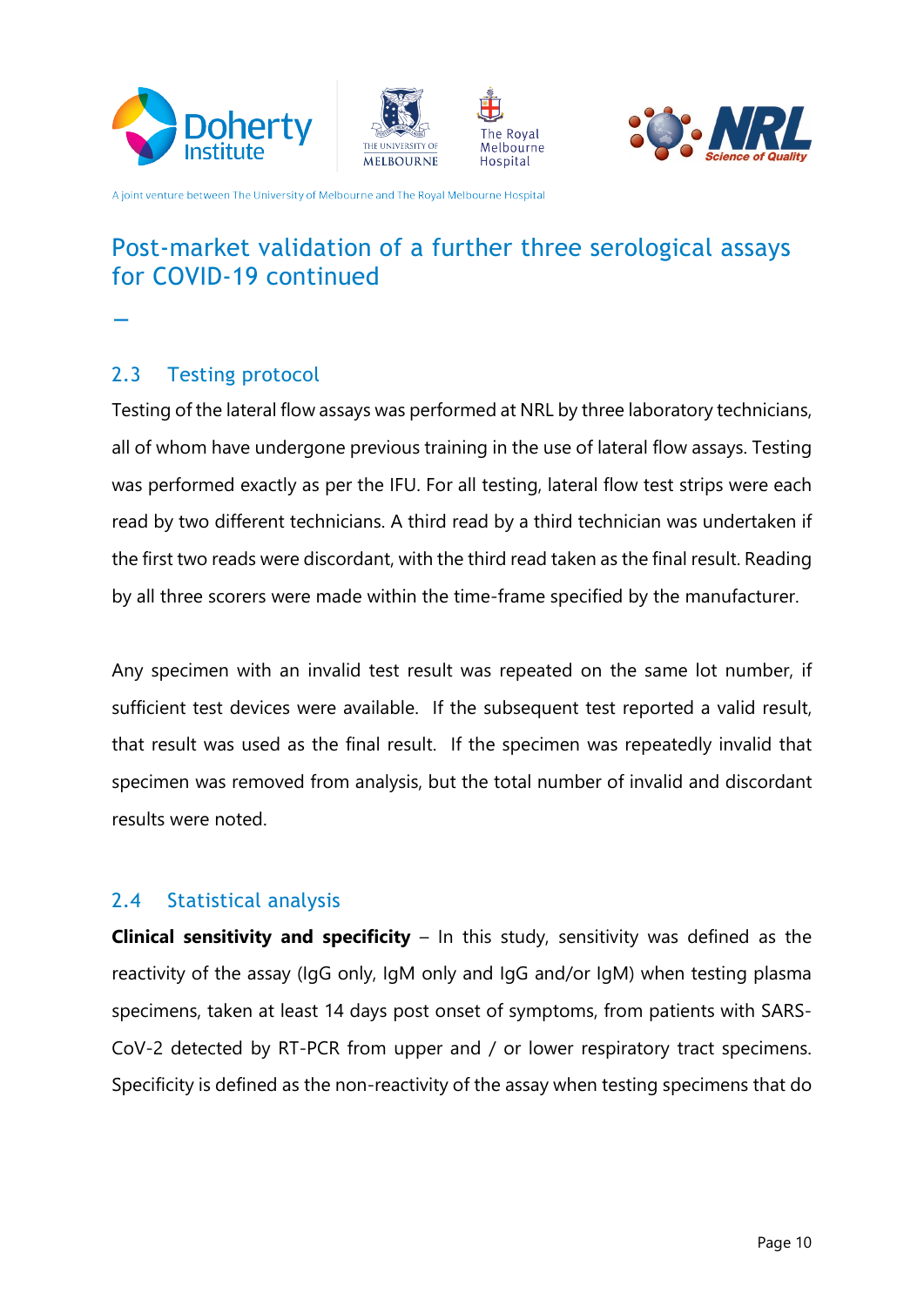## 2.3 Testing protocol

Testing of the lateral flow assays was performed at NRL by three laboratory technicians, all of whom have undergone previous training in the use of lateral flow assays. Testing was performed exactly as per the IFU. For all testing, lateral flow test strips were each read by two different technicians. A third read by a third technician was undertaken if the first two reads were discordant, with the third read taken as the final result. Reading by all three scorers were made within the time-frame specified by the manufacturer.

Any specimen with an invalid test result was repeated on the same lot number, if sufficient test devices were available. If the subsequent test reported a valid result, that result was used as the final result. If the specimen was repeatedly invalid that specimen was removed from analysis, but the total number of invalid and discordant results were noted.

## 2.4 Statistical analysis

**Clinical sensitivity and specificity** – In this study, sensitivity was defined as the reactivity of the assay (IgG only, IgM only and IgG and/or IgM) when testing plasma specimens, taken at least 14 days post onset of symptoms, from patients with SARS-CoV-2 detected by RT-PCR from upper and / or lower respiratory tract specimens. Specificity is defined as the non-reactivity of the assay when testing specimens that do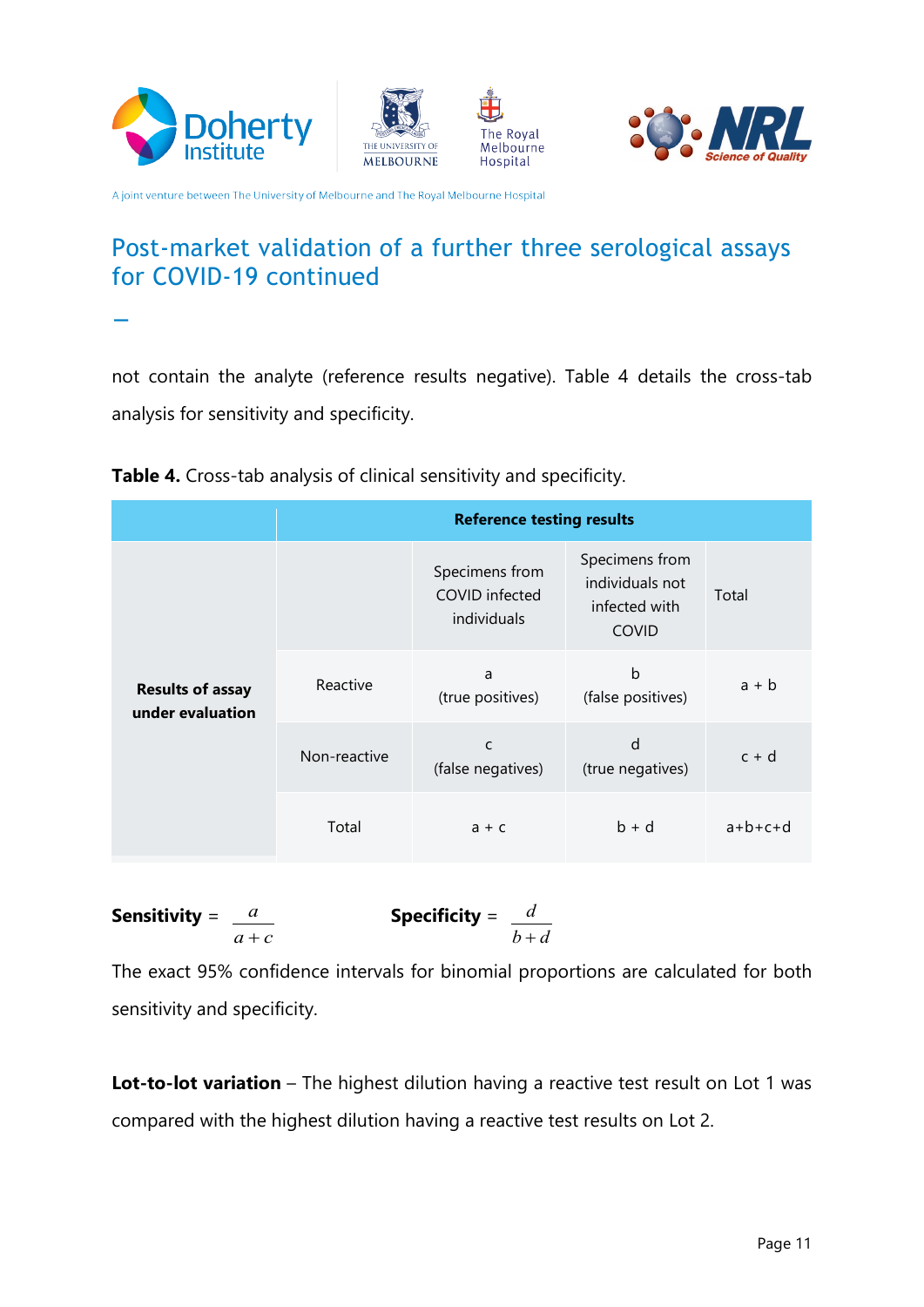not contain the analyte (reference results negative). Table 4 details the cross-tab analysis for sensitivity and specificity.

**Table 4.** Cross-tab analysis of clinical sensitivity and specificity.

| | **Reference testing results** | | | |
|---|---|---|---|---|
| | | Specimens from COVID infected individuals | Specimens from individuals not infected with COVID | Total |
| **Results of assay under evaluation** | Reactive | a (true positives) | b (false positives) | a + b |
| | Non-reactive | c (false negatives) | d (true negatives) | c + d |
| | Total | a + c | b + d | a+b+c+d |

**Sensitivity** = $\frac{a}{a+c}$ **Specificity** = $\frac{d}{b+d}$

The exact 95% confidence intervals for binomial proportions are calculated for both sensitivity and specificity.

**Lot-to-lot variation** – The highest dilution having a reactive test result on Lot 1 was compared with the highest dilution having a reactive test results on Lot 2.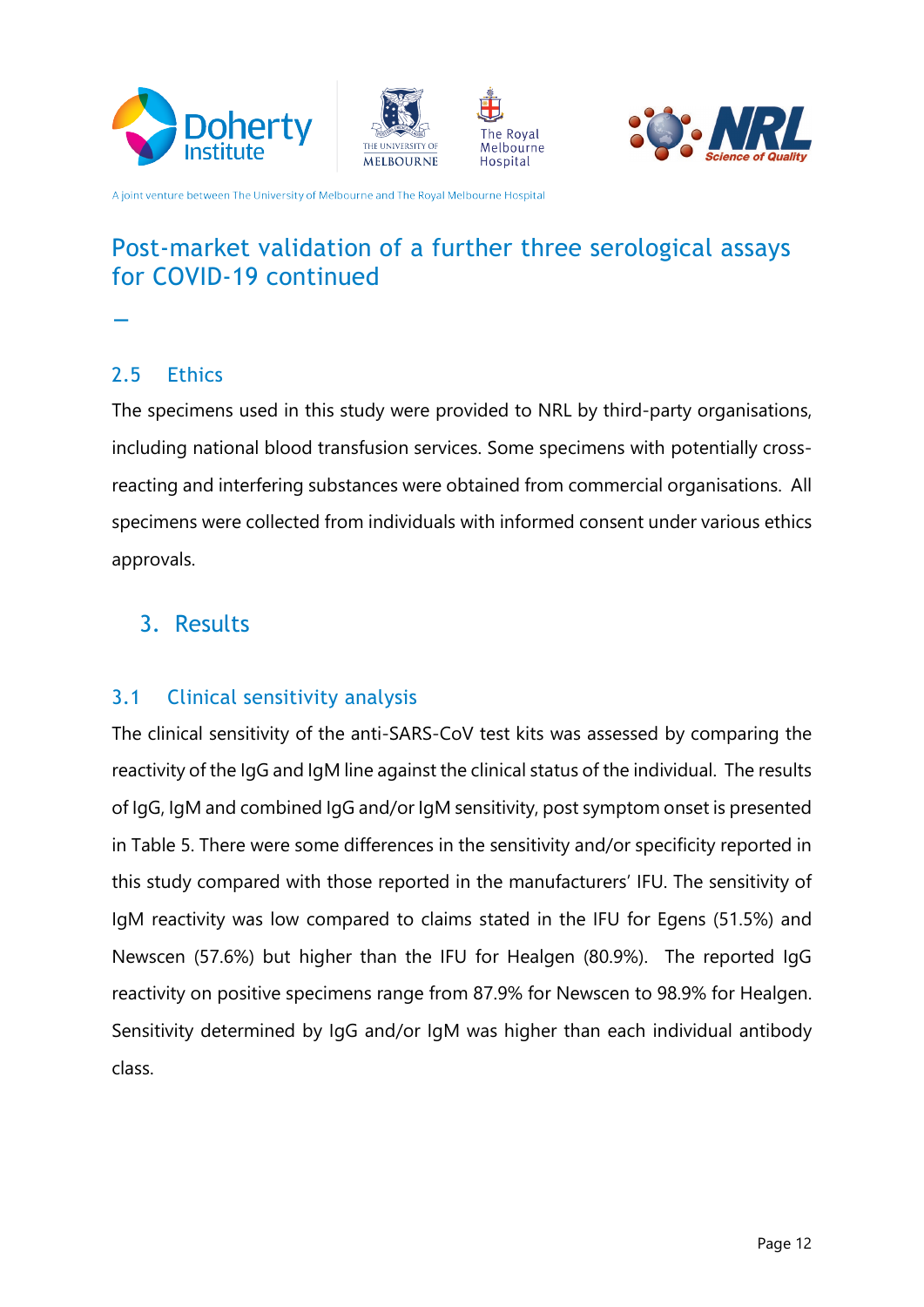# Post-market validation of a further three serological assays for COVID-19 continued

## 2.5 Ethics

The specimens used in this study were provided to NRL by third-party organisations, including national blood transfusion services. Some specimens with potentially cross-reacting and interfering substances were obtained from commercial organisations. All specimens were collected from individuals with informed consent under various ethics approvals.

# 3. Results

## 3.1 Clinical sensitivity analysis

The clinical sensitivity of the anti-SARS-CoV test kits was assessed by comparing the reactivity of the IgG and IgM line against the clinical status of the individual. The results of IgG, IgM and combined IgG and/or IgM sensitivity, post symptom onset is presented in Table 5. There were some differences in the sensitivity and/or specificity reported in this study compared with those reported in the manufacturers' IFU. The sensitivity of IgM reactivity was low compared to claims stated in the IFU for Egens (51.5%) and Newscen (57.6%) but higher than the IFU for Healgen (80.9%). The reported IgG reactivity on positive specimens range from 87.9% for Newscen to 98.9% for Healgen. Sensitivity determined by IgG and/or IgM was higher than each individual antibody class.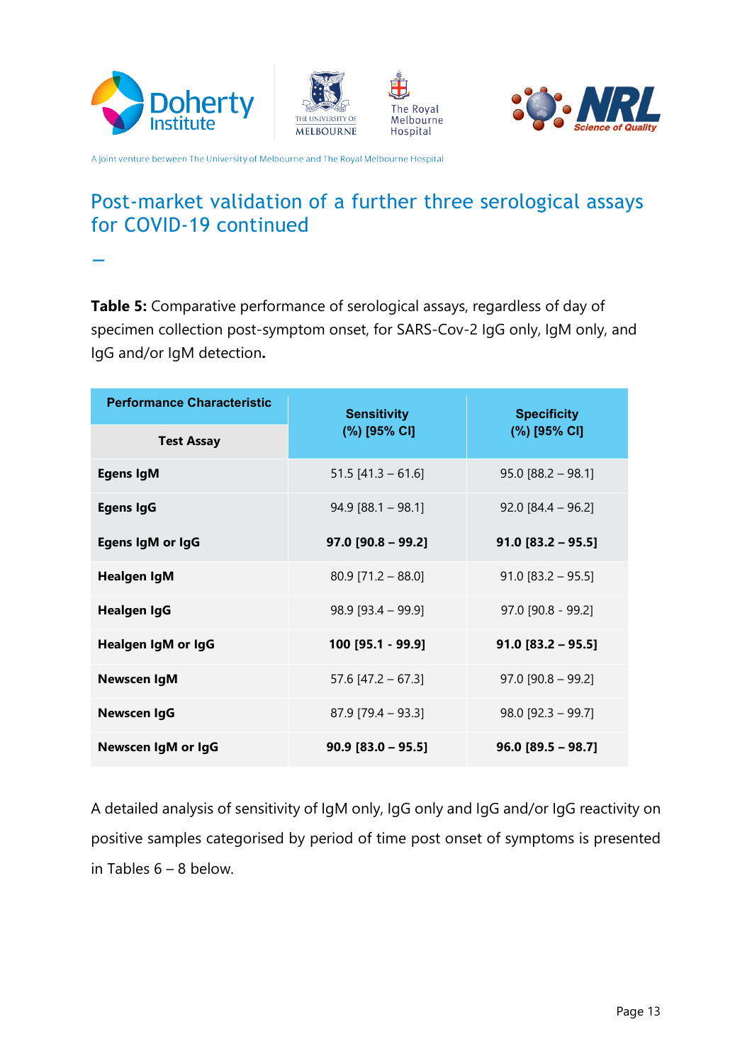# Post-market validation of a further three serological assays for COVID-19 continued

–

**Table 5:** Comparative performance of serological assays, regardless of day of specimen collection post-symptom onset, for SARS-Cov-2 IgG only, IgM only, and IgG and/or IgM detection**.**

| Performance Characteristic / Test Assay | Sensitivity (%) [95% CI] | Specificity (%) [95% CI] |
|---|---|---|
| **Egens IgM** | 51.5 [41.3 – 61.6] | 95.0 [88.2 – 98.1] |
| **Egens IgG** | 94.9 [88.1 – 98.1] | 92.0 [84.4 – 96.2] |
| **Egens IgM or IgG** | **97.0 [90.8 – 99.2]** | **91.0 [83.2 – 95.5]** |
| **Healgen IgM** | 80.9 [71.2 – 88.0] | 91.0 [83.2 – 95.5] |
| **Healgen IgG** | 98.9 [93.4 – 99.9] | 97.0 [90.8 - 99.2] |
| **Healgen IgM or IgG** | **100 [95.1 - 99.9]** | **91.0 [83.2 – 95.5]** |
| **Newscen IgM** | 57.6 [47.2 – 67.3] | 97.0 [90.8 – 99.2] |
| **Newscen IgG** | 87.9 [79.4 – 93.3] | 98.0 [92.3 – 99.7] |
| **Newscen IgM or IgG** | **90.9 [83.0 – 95.5]** | **96.0 [89.5 – 98.7]** |

A detailed analysis of sensitivity of IgM only, IgG only and IgG and/or IgG reactivity on positive samples categorised by period of time post onset of symptoms is presented in Tables 6 – 8 below.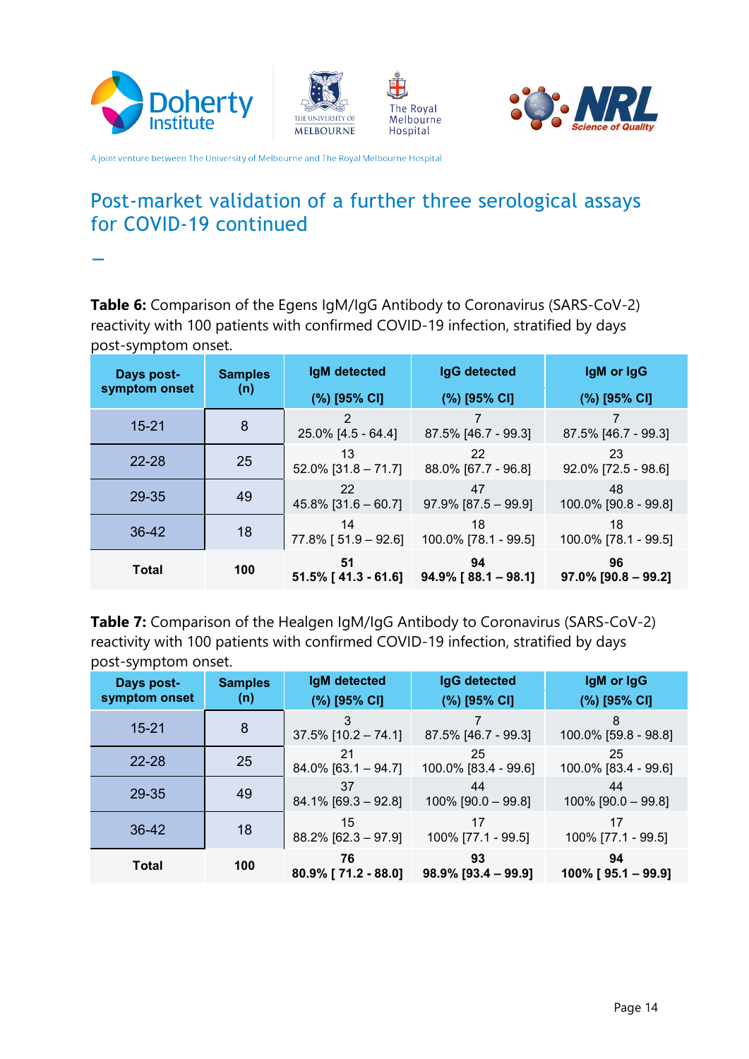# Post-market validation of a further three serological assays for COVID-19 continued

**Table 6:** Comparison of the Egens IgM/IgG Antibody to Coronavirus (SARS-CoV-2) reactivity with 100 patients with confirmed COVID-19 infection, stratified by days post-symptom onset.

| Days post-symptom onset | Samples (n) | IgM detected (%) [95% CI] | IgG detected (%) [95% CI] | IgM or IgG (%) [95% CI] |
|---|---|---|---|---|
| 15-21 | 8 | 2<br>25.0% [4.5 - 64.4] | 7<br>87.5% [46.7 - 99.3] | 7<br>87.5% [46.7 - 99.3] |
| 22-28 | 25 | 13<br>52.0% [31.8 – 71.7] | 22<br>88.0% [67.7 - 96.8] | 23<br>92.0% [72.5 - 98.6] |
| 29-35 | 49 | 22<br>45.8% [31.6 – 60.7] | 47<br>97.9% [87.5 – 99.9] | 48<br>100.0% [90.8 - 99.8] |
| 36-42 | 18 | 14<br>77.8% [ 51.9 – 92.6] | 18<br>100.0% [78.1 - 99.5] | 18<br>100.0% [78.1 - 99.5] |
| **Total** | **100** | **51**<br>**51.5% [ 41.3 - 61.6]** | **94**<br>**94.9% [ 88.1 – 98.1]** | **96**<br>**97.0% [90.8 – 99.2]** |

**Table 7:** Comparison of the Healgen IgM/IgG Antibody to Coronavirus (SARS-CoV-2) reactivity with 100 patients with confirmed COVID-19 infection, stratified by days post-symptom onset.

| Days post-symptom onset | Samples (n) | IgM detected (%) [95% CI] | IgG detected (%) [95% CI] | IgM or IgG (%) [95% CI] |
|---|---|---|---|---|
| 15-21 | 8 | 3<br>37.5% [10.2 – 74.1] | 7<br>87.5% [46.7 - 99.3] | 8<br>100.0% [59.8 - 98.8] |
| 22-28 | 25 | 21<br>84.0% [63.1 – 94.7] | 25<br>100.0% [83.4 - 99.6] | 25<br>100.0% [83.4 - 99.6] |
| 29-35 | 49 | 37<br>84.1% [69.3 – 92.8] | 44<br>100% [90.0 – 99.8] | 44<br>100% [90.0 – 99.8] |
| 36-42 | 18 | 15<br>88.2% [62.3 – 97.9] | 17<br>100% [77.1 - 99.5] | 17<br>100% [77.1 - 99.5] |
| **Total** | **100** | **76**<br>**80.9% [ 71.2 - 88.0]** | **93**<br>**98.9% [93.4 – 99.9]** | **94**<br>**100% [ 95.1 – 99.9]** |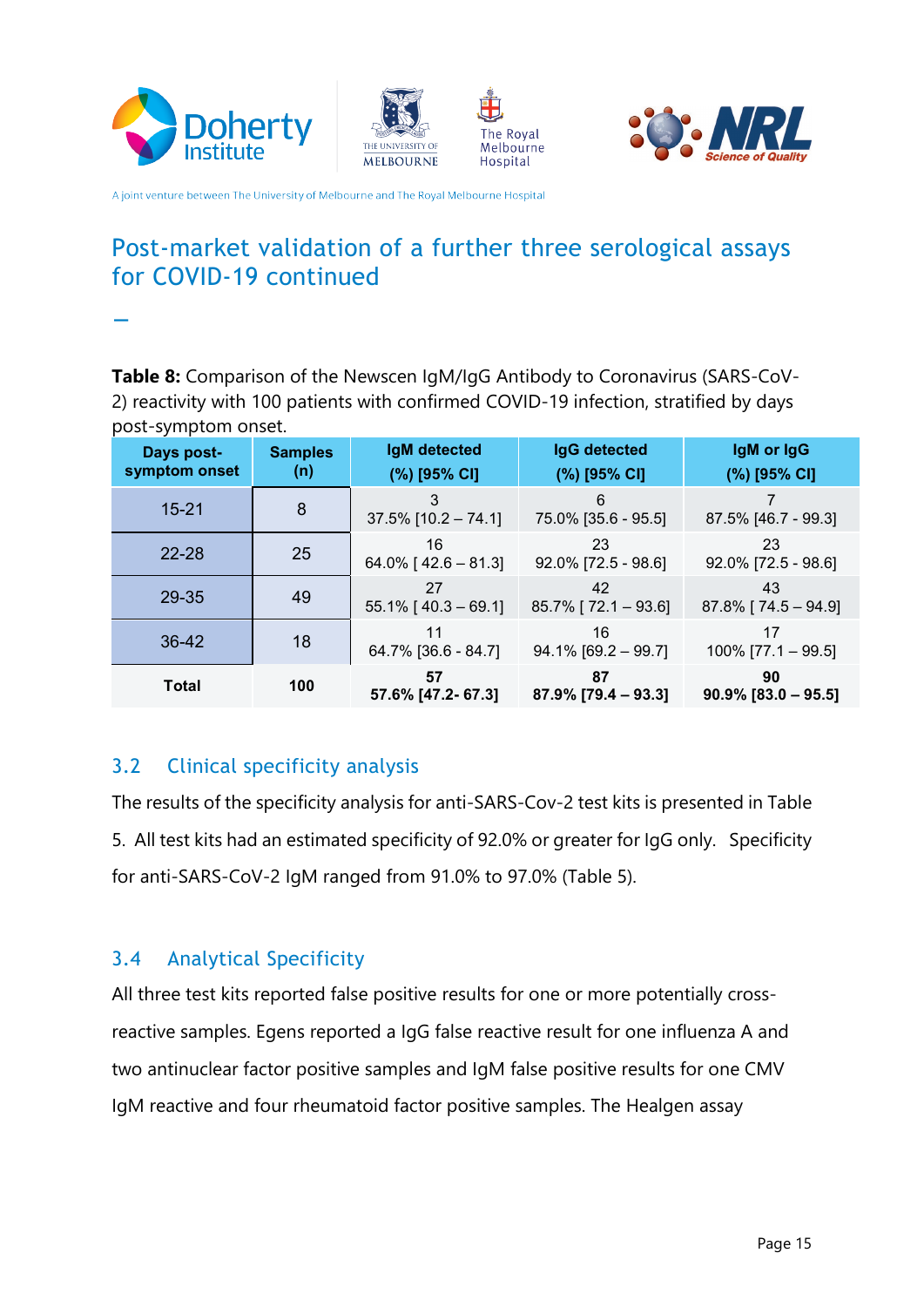# Post-market validation of a further three serological assays for COVID-19 continued

**Table 8:** Comparison of the Newscen IgM/IgG Antibody to Coronavirus (SARS-CoV-2) reactivity with 100 patients with confirmed COVID-19 infection, stratified by days post-symptom onset.

| Days post-symptom onset | Samples (n) | IgM detected (%) [95% CI] | IgG detected (%) [95% CI] | IgM or IgG (%) [95% CI] |
|---|---|---|---|---|
| 15-21 | 8 | 3<br>37.5% [10.2 – 74.1] | 6<br>75.0% [35.6 - 95.5] | 7<br>87.5% [46.7 - 99.3] |
| 22-28 | 25 | 16<br>64.0% [ 42.6 – 81.3] | 23<br>92.0% [72.5 - 98.6] | 23<br>92.0% [72.5 - 98.6] |
| 29-35 | 49 | 27<br>55.1% [ 40.3 – 69.1] | 42<br>85.7% [ 72.1 – 93.6] | 43<br>87.8% [ 74.5 – 94.9] |
| 36-42 | 18 | 11<br>64.7% [36.6 - 84.7] | 16<br>94.1% [69.2 – 99.7] | 17<br>100% [77.1 – 99.5] |
| **Total** | **100** | **57**<br>**57.6% [47.2- 67.3]** | **87**<br>**87.9% [79.4 – 93.3]** | **90**<br>**90.9% [83.0 – 95.5]** |

## 3.2 Clinical specificity analysis

The results of the specificity analysis for anti-SARS-Cov-2 test kits is presented in Table 5. All test kits had an estimated specificity of 92.0% or greater for IgG only. Specificity for anti-SARS-CoV-2 IgM ranged from 91.0% to 97.0% (Table 5).

## 3.4 Analytical Specificity

All three test kits reported false positive results for one or more potentially cross-reactive samples. Egens reported a IgG false reactive result for one influenza A and two antinuclear factor positive samples and IgM false positive results for one CMV IgM reactive and four rheumatoid factor positive samples. The Healgen assay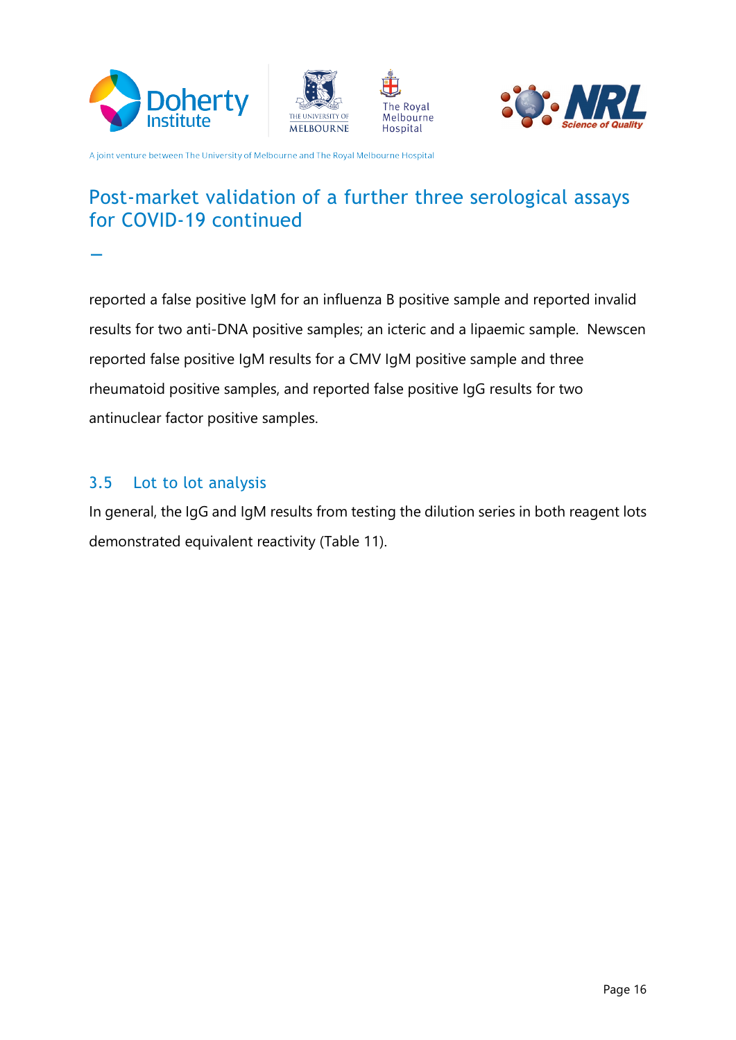reported a false positive IgM for an influenza B positive sample and reported invalid results for two anti-DNA positive samples; an icteric and a lipaemic sample. Newscen reported false positive IgM results for a CMV IgM positive sample and three rheumatoid positive samples, and reported false positive IgG results for two antinuclear factor positive samples.

### 3.5 Lot to lot analysis

In general, the IgG and IgM results from testing the dilution series in both reagent lots demonstrated equivalent reactivity (Table 11).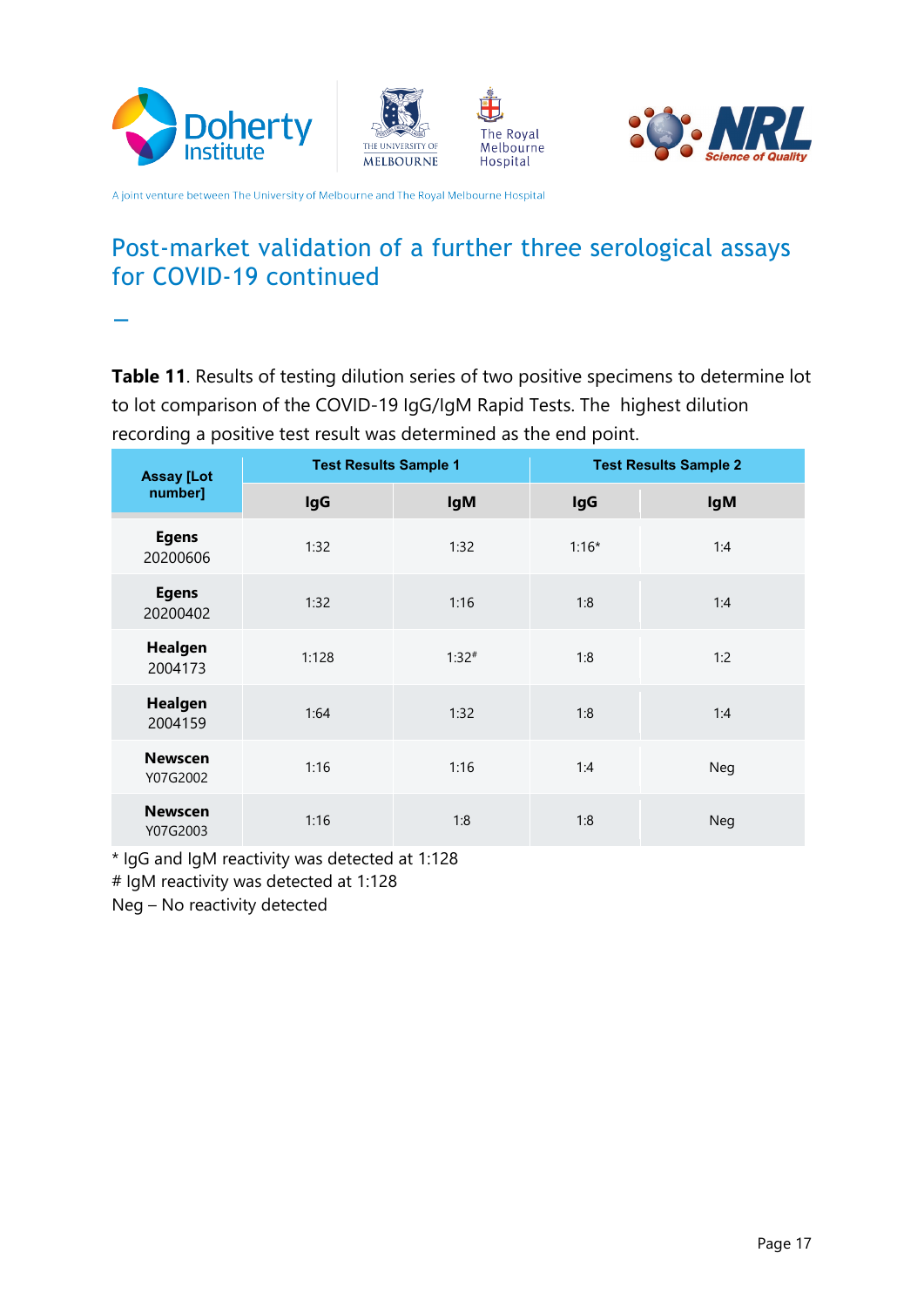## Post-market validation of a further three serological assays for COVID-19 continued

**Table 11**. Results of testing dilution series of two positive specimens to determine lot to lot comparison of the COVID-19 IgG/IgM Rapid Tests. The highest dilution recording a positive test result was determined as the end point.

| Assay [Lot number] | Test Results Sample 1 | | Test Results Sample 2 | |
|---|---|---|---|---|
| | IgG | IgM | IgG | IgM |
| **Egens** 20200606 | 1:32 | 1:32 | 1:16* | 1:4 |
| **Egens** 20200402 | 1:32 | 1:16 | 1:8 | 1:4 |
| **Healgen** 2004173 | 1:128 | 1:32# | 1:8 | 1:2 |
| **Healgen** 2004159 | 1:64 | 1:32 | 1:8 | 1:4 |
| **Newscen** Y07G2002 | 1:16 | 1:16 | 1:4 | Neg |
| **Newscen** Y07G2003 | 1:16 | 1:8 | 1:8 | Neg |

* IgG and IgM reactivity was detected at 1:128
# IgM reactivity was detected at 1:128
Neg – No reactivity detected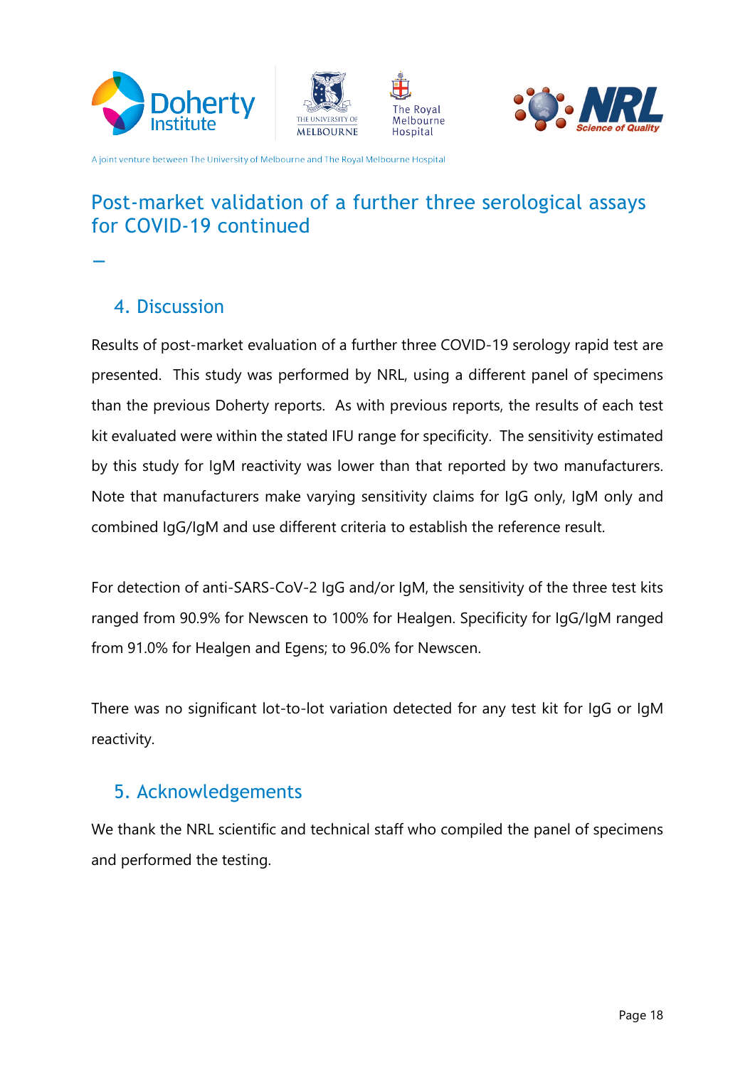# Post-market validation of a further three serological assays for COVID-19 continued

## 4. Discussion

Results of post-market evaluation of a further three COVID-19 serology rapid test are presented. This study was performed by NRL, using a different panel of specimens than the previous Doherty reports. As with previous reports, the results of each test kit evaluated were within the stated IFU range for specificity. The sensitivity estimated by this study for IgM reactivity was lower than that reported by two manufacturers. Note that manufacturers make varying sensitivity claims for IgG only, IgM only and combined IgG/IgM and use different criteria to establish the reference result.

For detection of anti-SARS-CoV-2 IgG and/or IgM, the sensitivity of the three test kits ranged from 90.9% for Newscen to 100% for Healgen. Specificity for IgG/IgM ranged from 91.0% for Healgen and Egens; to 96.0% for Newscen.

There was no significant lot-to-lot variation detected for any test kit for IgG or IgM reactivity.

## 5. Acknowledgements

We thank the NRL scientific and technical staff who compiled the panel of specimens and performed the testing.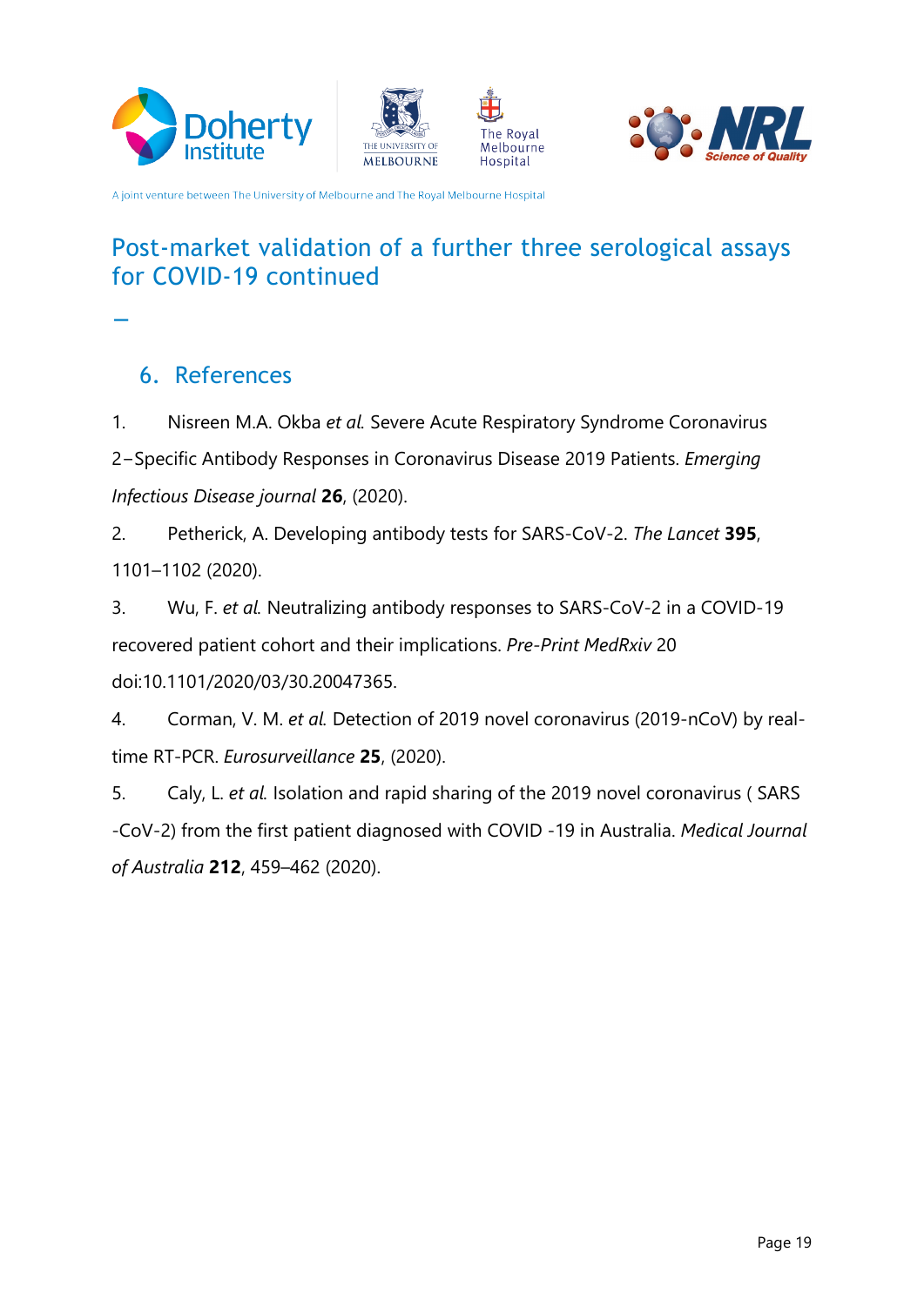# Post-market validation of a further three serological assays for COVID-19 continued

## 6. References

1. Nisreen M.A. Okba *et al.* Severe Acute Respiratory Syndrome Coronavirus 2−Specific Antibody Responses in Coronavirus Disease 2019 Patients. *Emerging Infectious Disease journal* **26**, (2020).

2. Petherick, A. Developing antibody tests for SARS-CoV-2. *The Lancet* **395**, 1101–1102 (2020).

3. Wu, F. *et al.* Neutralizing antibody responses to SARS-CoV-2 in a COVID-19 recovered patient cohort and their implications. *Pre-Print MedRxiv* 20 doi:10.1101/2020/03/30.20047365.

4. Corman, V. M. *et al.* Detection of 2019 novel coronavirus (2019-nCoV) by real-time RT-PCR. *Eurosurveillance* **25**, (2020).

5. Caly, L. *et al.* Isolation and rapid sharing of the 2019 novel coronavirus ( SARS -CoV-2) from the first patient diagnosed with COVID -19 in Australia. *Medical Journal of Australia* **212**, 459–462 (2020).